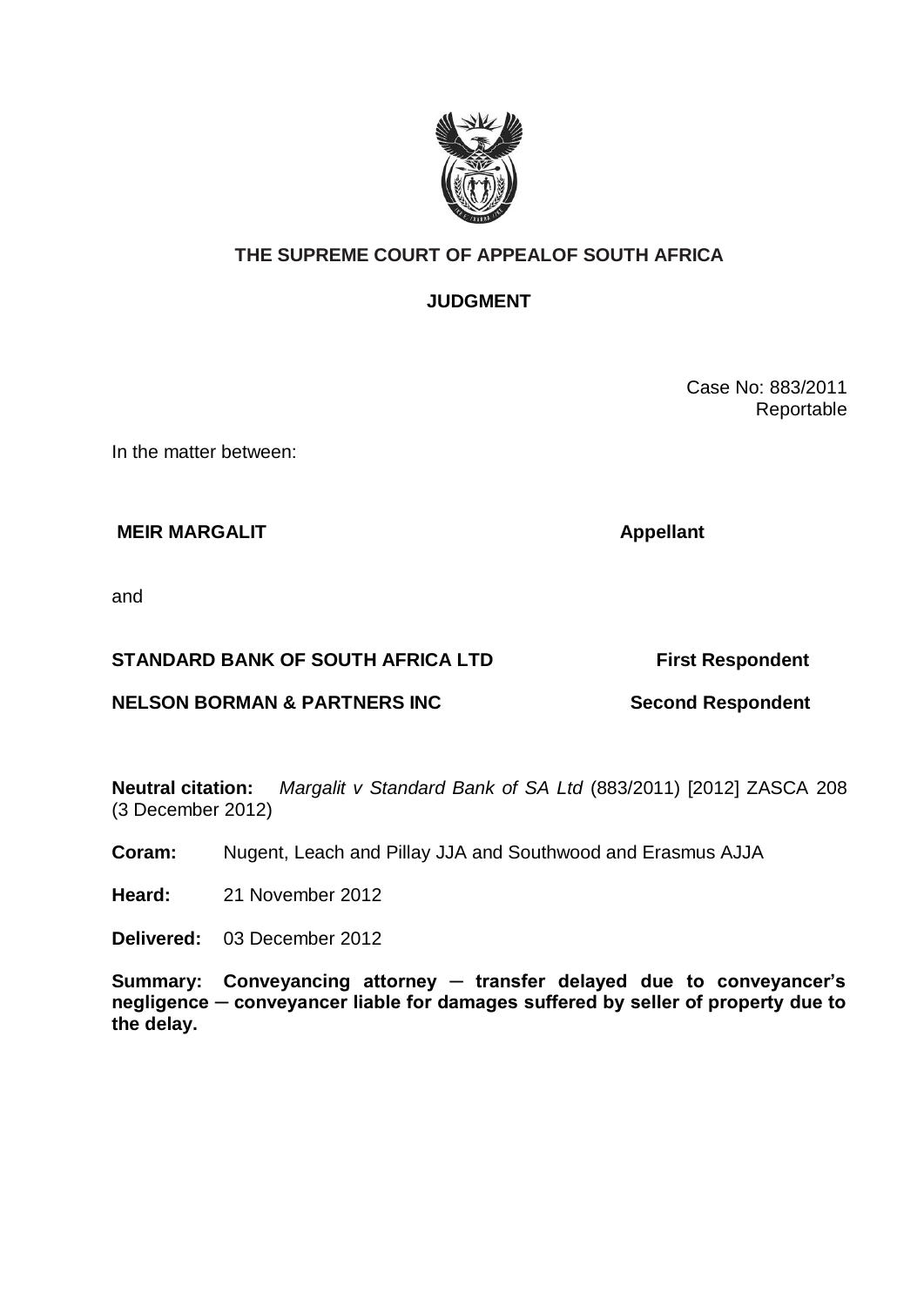**THE SUPREME COURT OF APPEALOF SOUTH AFRICA**

**JUDGMENT**

Case No: 883/2011
Reportable

In the matter between:

**MEIR MARGALIT** **Appellant**

and

**STANDARD BANK OF SOUTH AFRICA LTD** **First Respondent**

**NELSON BORMAN & PARTNERS INC** **Second Respondent**

**Neutral citation:** *Margalit v Standard Bank of SA Ltd* (883/2011) [2012] ZASCA 208 (3 December 2012)

**Coram:** Nugent, Leach and Pillay JJA and Southwood and Erasmus AJJA

**Heard:** 21 November 2012

**Delivered:** 03 December 2012

**Summary: Conveyancing attorney ─ transfer delayed due to conveyancer's negligence ─ conveyancer liable for damages suffered by seller of property due to the delay.**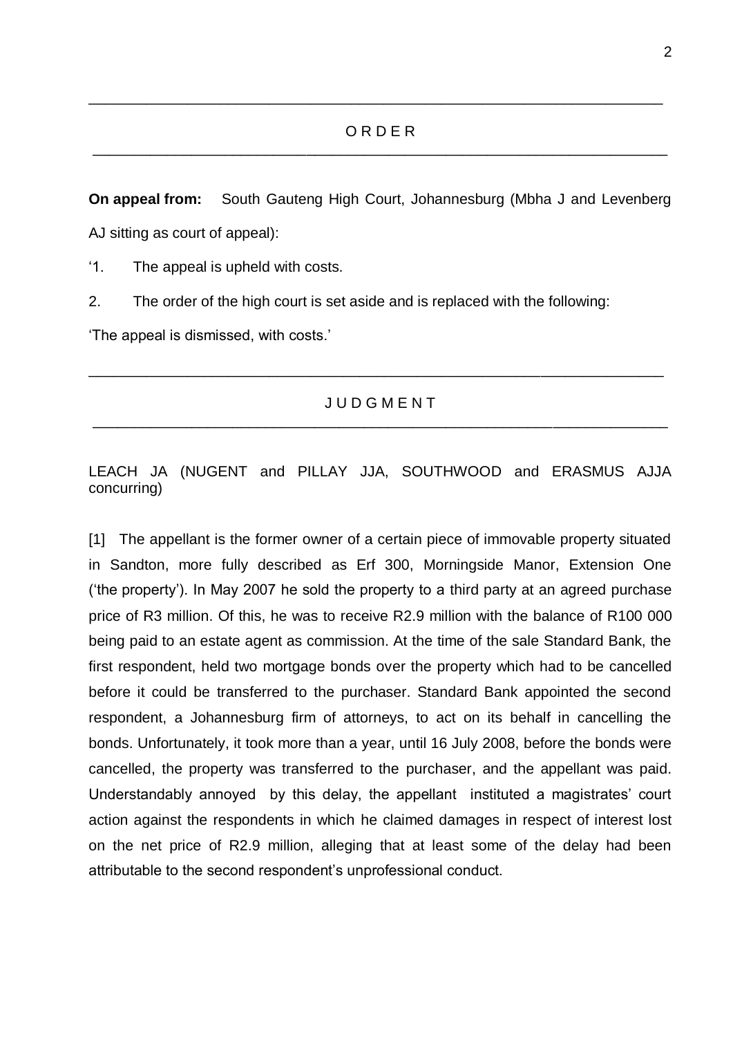## O R D E R

**On appeal from:** South Gauteng High Court, Johannesburg (Mbha J and Levenberg AJ sitting as court of appeal):

'1. The appeal is upheld with costs.

2. The order of the high court is set aside and is replaced with the following:

'The appeal is dismissed, with costs.'

## J U D G M E N T

LEACH JA (NUGENT and PILLAY JJA, SOUTHWOOD and ERASMUS AJJA concurring)

[1] The appellant is the former owner of a certain piece of immovable property situated in Sandton, more fully described as Erf 300, Morningside Manor, Extension One ('the property'). In May 2007 he sold the property to a third party at an agreed purchase price of R3 million. Of this, he was to receive R2.9 million with the balance of R100 000 being paid to an estate agent as commission. At the time of the sale Standard Bank, the first respondent, held two mortgage bonds over the property which had to be cancelled before it could be transferred to the purchaser. Standard Bank appointed the second respondent, a Johannesburg firm of attorneys, to act on its behalf in cancelling the bonds. Unfortunately, it took more than a year, until 16 July 2008, before the bonds were cancelled, the property was transferred to the purchaser, and the appellant was paid. Understandably annoyed by this delay, the appellant instituted a magistrates' court action against the respondents in which he claimed damages in respect of interest lost on the net price of R2.9 million, alleging that at least some of the delay had been attributable to the second respondent's unprofessional conduct.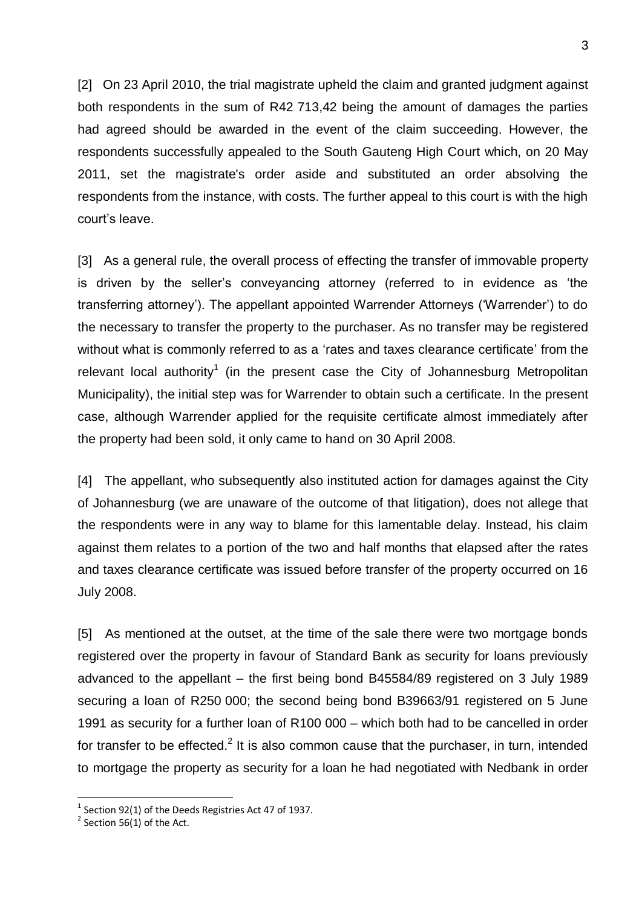[2] On 23 April 2010, the trial magistrate upheld the claim and granted judgment against both respondents in the sum of R42 713,42 being the amount of damages the parties had agreed should be awarded in the event of the claim succeeding. However, the respondents successfully appealed to the South Gauteng High Court which, on 20 May 2011, set the magistrate's order aside and substituted an order absolving the respondents from the instance, with costs. The further appeal to this court is with the high court's leave.

[3] As a general rule, the overall process of effecting the transfer of immovable property is driven by the seller's conveyancing attorney (referred to in evidence as 'the transferring attorney'). The appellant appointed Warrender Attorneys ('Warrender') to do the necessary to transfer the property to the purchaser. As no transfer may be registered without what is commonly referred to as a 'rates and taxes clearance certificate' from the relevant local authority[1] (in the present case the City of Johannesburg Metropolitan Municipality), the initial step was for Warrender to obtain such a certificate. In the present case, although Warrender applied for the requisite certificate almost immediately after the property had been sold, it only came to hand on 30 April 2008.

[4] The appellant, who subsequently also instituted action for damages against the City of Johannesburg (we are unaware of the outcome of that litigation), does not allege that the respondents were in any way to blame for this lamentable delay. Instead, his claim against them relates to a portion of the two and half months that elapsed after the rates and taxes clearance certificate was issued before transfer of the property occurred on 16 July 2008.

[5] As mentioned at the outset, at the time of the sale there were two mortgage bonds registered over the property in favour of Standard Bank as security for loans previously advanced to the appellant – the first being bond B45584/89 registered on 3 July 1989 securing a loan of R250 000; the second being bond B39663/91 registered on 5 June 1991 as security for a further loan of R100 000 – which both had to be cancelled in order for transfer to be effected.[2] It is also common cause that the purchaser, in turn, intended to mortgage the property as security for a loan he had negotiated with Nedbank in order

[1] Section 92(1) of the Deeds Registries Act 47 of 1937.

[2] Section 56(1) of the Act.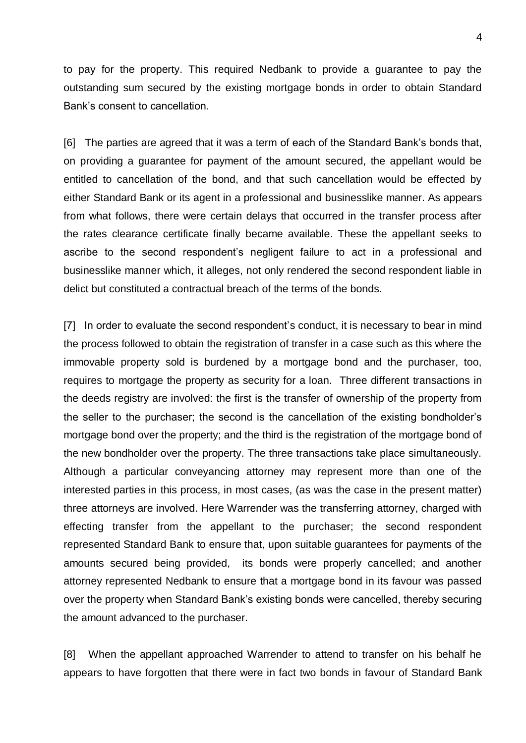to pay for the property. This required Nedbank to provide a guarantee to pay the outstanding sum secured by the existing mortgage bonds in order to obtain Standard Bank's consent to cancellation.

[6] The parties are agreed that it was a term of each of the Standard Bank's bonds that, on providing a guarantee for payment of the amount secured, the appellant would be entitled to cancellation of the bond, and that such cancellation would be effected by either Standard Bank or its agent in a professional and businesslike manner. As appears from what follows, there were certain delays that occurred in the transfer process after the rates clearance certificate finally became available. These the appellant seeks to ascribe to the second respondent's negligent failure to act in a professional and businesslike manner which, it alleges, not only rendered the second respondent liable in delict but constituted a contractual breach of the terms of the bonds.

[7] In order to evaluate the second respondent's conduct, it is necessary to bear in mind the process followed to obtain the registration of transfer in a case such as this where the immovable property sold is burdened by a mortgage bond and the purchaser, too, requires to mortgage the property as security for a loan. Three different transactions in the deeds registry are involved: the first is the transfer of ownership of the property from the seller to the purchaser; the second is the cancellation of the existing bondholder's mortgage bond over the property; and the third is the registration of the mortgage bond of the new bondholder over the property. The three transactions take place simultaneously. Although a particular conveyancing attorney may represent more than one of the interested parties in this process, in most cases, (as was the case in the present matter) three attorneys are involved. Here Warrender was the transferring attorney, charged with effecting transfer from the appellant to the purchaser; the second respondent represented Standard Bank to ensure that, upon suitable guarantees for payments of the amounts secured being provided, its bonds were properly cancelled; and another attorney represented Nedbank to ensure that a mortgage bond in its favour was passed over the property when Standard Bank's existing bonds were cancelled, thereby securing the amount advanced to the purchaser.

[8] When the appellant approached Warrender to attend to transfer on his behalf he appears to have forgotten that there were in fact two bonds in favour of Standard Bank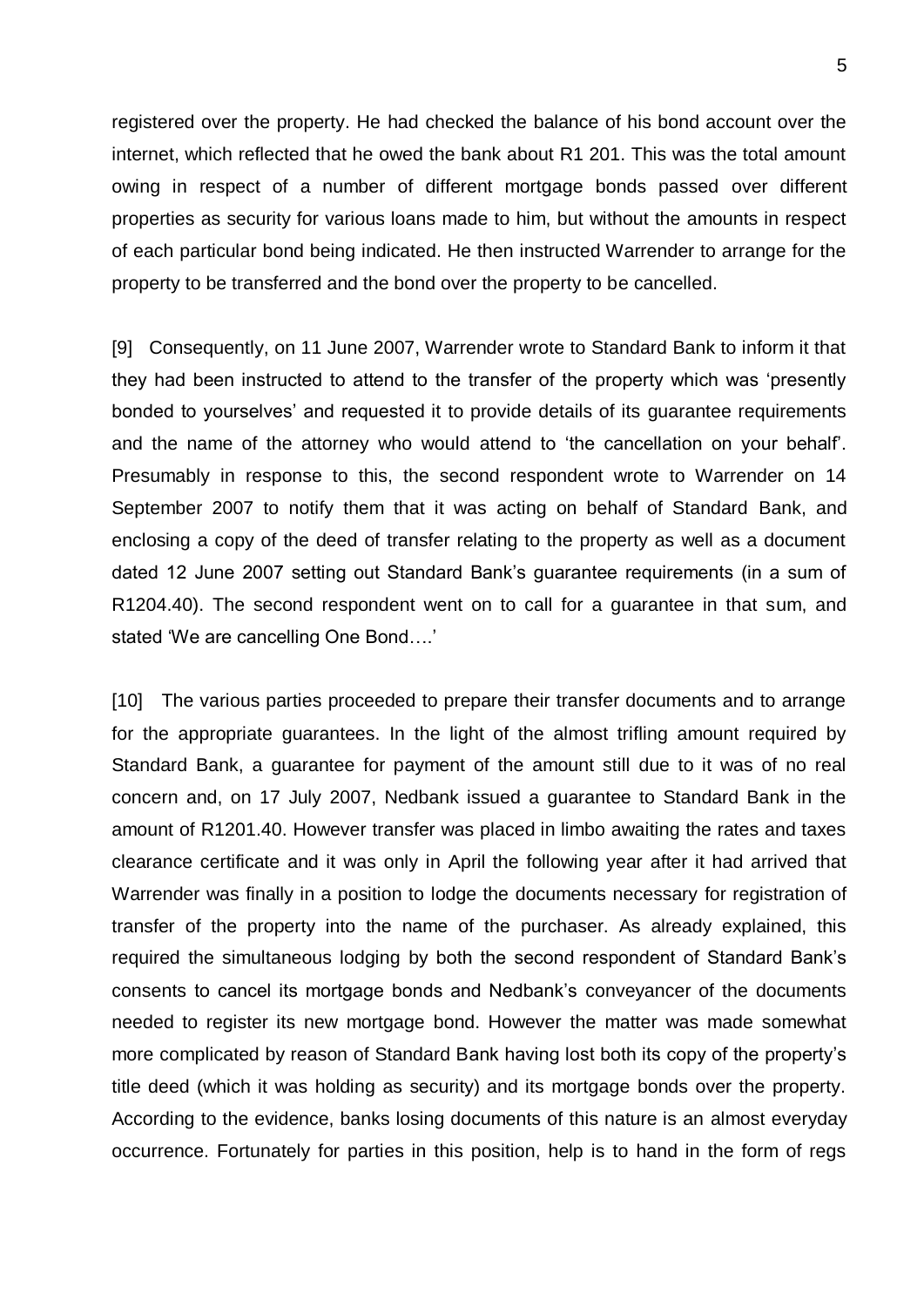registered over the property. He had checked the balance of his bond account over the internet, which reflected that he owed the bank about R1 201. This was the total amount owing in respect of a number of different mortgage bonds passed over different properties as security for various loans made to him, but without the amounts in respect of each particular bond being indicated. He then instructed Warrender to arrange for the property to be transferred and the bond over the property to be cancelled.

[9] Consequently, on 11 June 2007, Warrender wrote to Standard Bank to inform it that they had been instructed to attend to the transfer of the property which was 'presently bonded to yourselves' and requested it to provide details of its guarantee requirements and the name of the attorney who would attend to 'the cancellation on your behalf'. Presumably in response to this, the second respondent wrote to Warrender on 14 September 2007 to notify them that it was acting on behalf of Standard Bank, and enclosing a copy of the deed of transfer relating to the property as well as a document dated 12 June 2007 setting out Standard Bank's guarantee requirements (in a sum of R1204.40). The second respondent went on to call for a guarantee in that sum, and stated 'We are cancelling One Bond….'

[10] The various parties proceeded to prepare their transfer documents and to arrange for the appropriate guarantees. In the light of the almost trifling amount required by Standard Bank, a guarantee for payment of the amount still due to it was of no real concern and, on 17 July 2007, Nedbank issued a guarantee to Standard Bank in the amount of R1201.40. However transfer was placed in limbo awaiting the rates and taxes clearance certificate and it was only in April the following year after it had arrived that Warrender was finally in a position to lodge the documents necessary for registration of transfer of the property into the name of the purchaser. As already explained, this required the simultaneous lodging by both the second respondent of Standard Bank's consents to cancel its mortgage bonds and Nedbank's conveyancer of the documents needed to register its new mortgage bond. However the matter was made somewhat more complicated by reason of Standard Bank having lost both its copy of the property's title deed (which it was holding as security) and its mortgage bonds over the property. According to the evidence, banks losing documents of this nature is an almost everyday occurrence. Fortunately for parties in this position, help is to hand in the form of regs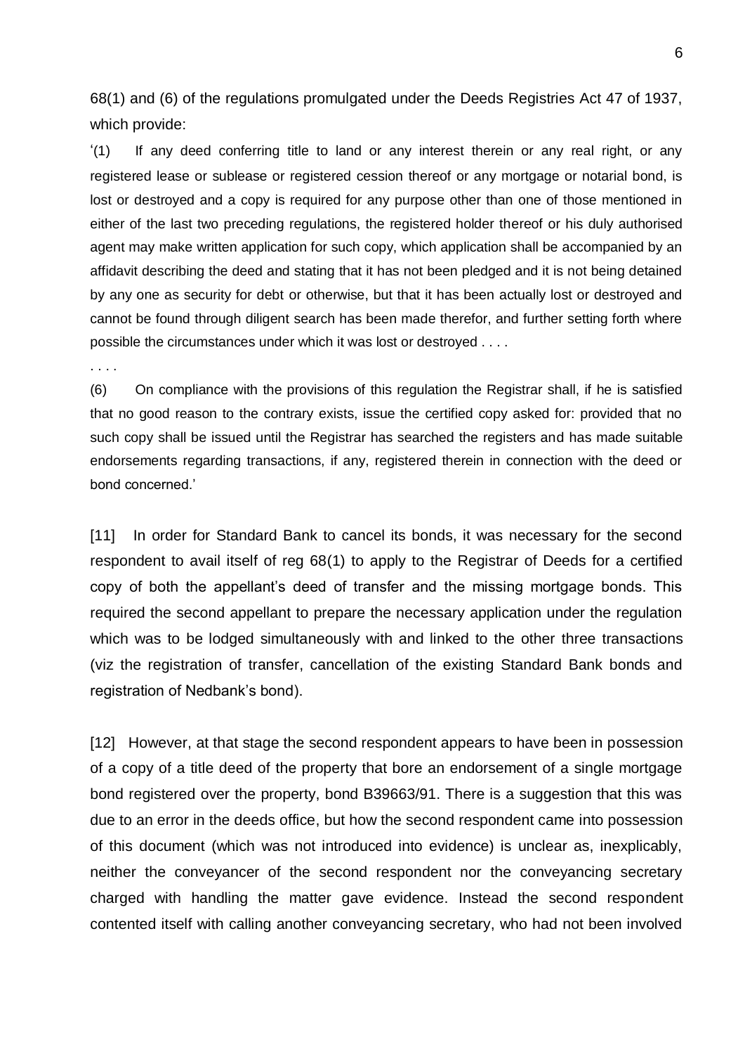68(1) and (6) of the regulations promulgated under the Deeds Registries Act 47 of 1937, which provide:

'(1) If any deed conferring title to land or any interest therein or any real right, or any registered lease or sublease or registered cession thereof or any mortgage or notarial bond, is lost or destroyed and a copy is required for any purpose other than one of those mentioned in either of the last two preceding regulations, the registered holder thereof or his duly authorised agent may make written application for such copy, which application shall be accompanied by an affidavit describing the deed and stating that it has not been pledged and it is not being detained by any one as security for debt or otherwise, but that it has been actually lost or destroyed and cannot be found through diligent search has been made therefor, and further setting forth where possible the circumstances under which it was lost or destroyed . . . .

. . . .

(6) On compliance with the provisions of this regulation the Registrar shall, if he is satisfied that no good reason to the contrary exists, issue the certified copy asked for: provided that no such copy shall be issued until the Registrar has searched the registers and has made suitable endorsements regarding transactions, if any, registered therein in connection with the deed or bond concerned.'

[11] In order for Standard Bank to cancel its bonds, it was necessary for the second respondent to avail itself of reg 68(1) to apply to the Registrar of Deeds for a certified copy of both the appellant's deed of transfer and the missing mortgage bonds. This required the second appellant to prepare the necessary application under the regulation which was to be lodged simultaneously with and linked to the other three transactions (viz the registration of transfer, cancellation of the existing Standard Bank bonds and registration of Nedbank's bond).

[12] However, at that stage the second respondent appears to have been in possession of a copy of a title deed of the property that bore an endorsement of a single mortgage bond registered over the property, bond B39663/91. There is a suggestion that this was due to an error in the deeds office, but how the second respondent came into possession of this document (which was not introduced into evidence) is unclear as, inexplicably, neither the conveyancer of the second respondent nor the conveyancing secretary charged with handling the matter gave evidence. Instead the second respondent contented itself with calling another conveyancing secretary, who had not been involved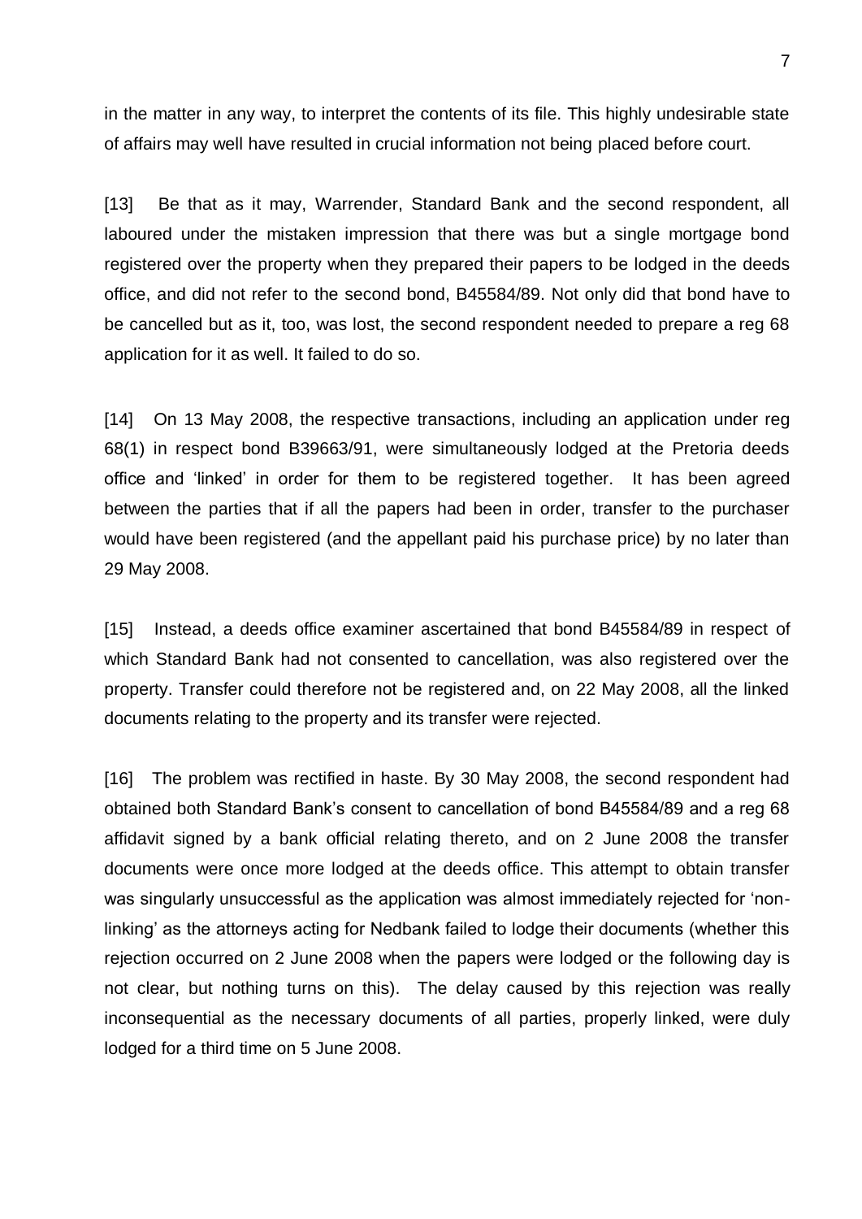in the matter in any way, to interpret the contents of its file. This highly undesirable state of affairs may well have resulted in crucial information not being placed before court.

[13] Be that as it may, Warrender, Standard Bank and the second respondent, all laboured under the mistaken impression that there was but a single mortgage bond registered over the property when they prepared their papers to be lodged in the deeds office, and did not refer to the second bond, B45584/89. Not only did that bond have to be cancelled but as it, too, was lost, the second respondent needed to prepare a reg 68 application for it as well. It failed to do so.

[14] On 13 May 2008, the respective transactions, including an application under reg 68(1) in respect bond B39663/91, were simultaneously lodged at the Pretoria deeds office and 'linked' in order for them to be registered together. It has been agreed between the parties that if all the papers had been in order, transfer to the purchaser would have been registered (and the appellant paid his purchase price) by no later than 29 May 2008.

[15] Instead, a deeds office examiner ascertained that bond B45584/89 in respect of which Standard Bank had not consented to cancellation, was also registered over the property. Transfer could therefore not be registered and, on 22 May 2008, all the linked documents relating to the property and its transfer were rejected.

[16] The problem was rectified in haste. By 30 May 2008, the second respondent had obtained both Standard Bank's consent to cancellation of bond B45584/89 and a reg 68 affidavit signed by a bank official relating thereto, and on 2 June 2008 the transfer documents were once more lodged at the deeds office. This attempt to obtain transfer was singularly unsuccessful as the application was almost immediately rejected for 'non-linking' as the attorneys acting for Nedbank failed to lodge their documents (whether this rejection occurred on 2 June 2008 when the papers were lodged or the following day is not clear, but nothing turns on this). The delay caused by this rejection was really inconsequential as the necessary documents of all parties, properly linked, were duly lodged for a third time on 5 June 2008.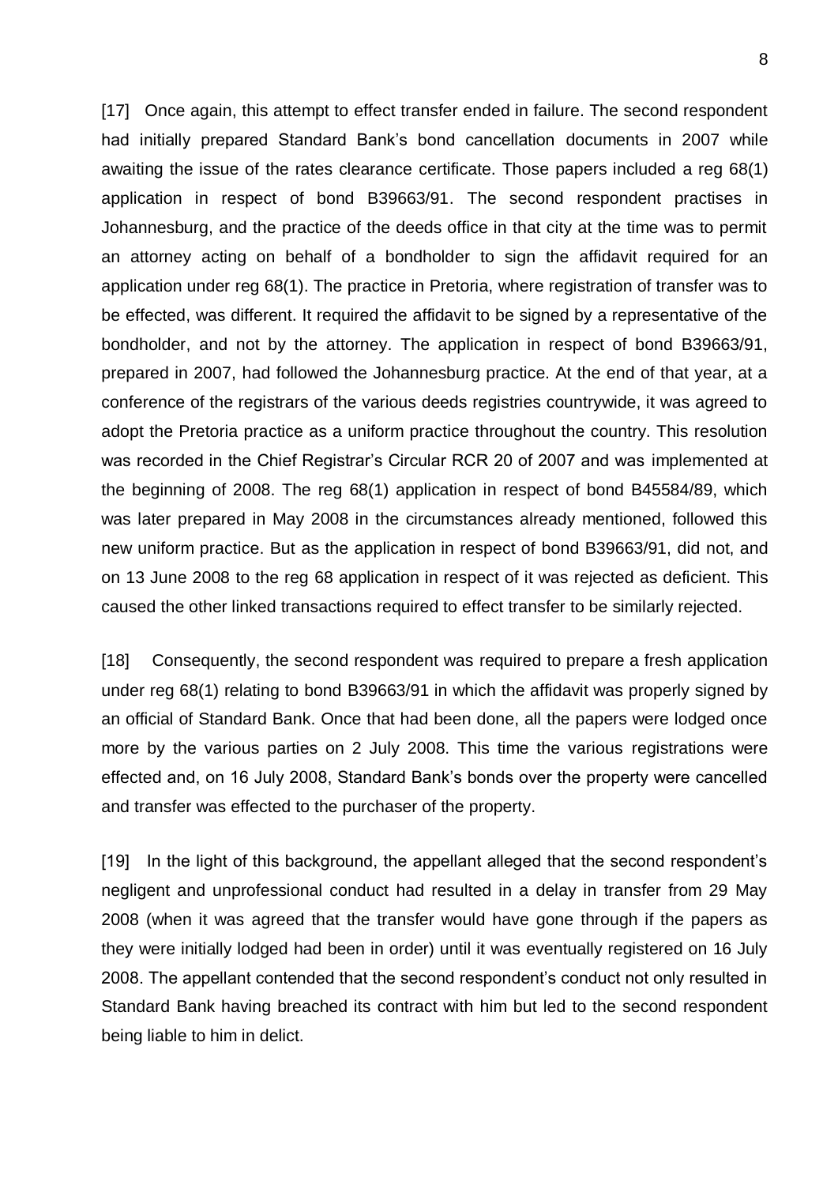[17] Once again, this attempt to effect transfer ended in failure. The second respondent had initially prepared Standard Bank's bond cancellation documents in 2007 while awaiting the issue of the rates clearance certificate. Those papers included a reg 68(1) application in respect of bond B39663/91. The second respondent practises in Johannesburg, and the practice of the deeds office in that city at the time was to permit an attorney acting on behalf of a bondholder to sign the affidavit required for an application under reg 68(1). The practice in Pretoria, where registration of transfer was to be effected, was different. It required the affidavit to be signed by a representative of the bondholder, and not by the attorney. The application in respect of bond B39663/91, prepared in 2007, had followed the Johannesburg practice. At the end of that year, at a conference of the registrars of the various deeds registries countrywide, it was agreed to adopt the Pretoria practice as a uniform practice throughout the country. This resolution was recorded in the Chief Registrar's Circular RCR 20 of 2007 and was implemented at the beginning of 2008. The reg 68(1) application in respect of bond B45584/89, which was later prepared in May 2008 in the circumstances already mentioned, followed this new uniform practice. But as the application in respect of bond B39663/91, did not, and on 13 June 2008 to the reg 68 application in respect of it was rejected as deficient. This caused the other linked transactions required to effect transfer to be similarly rejected.

[18] Consequently, the second respondent was required to prepare a fresh application under reg 68(1) relating to bond B39663/91 in which the affidavit was properly signed by an official of Standard Bank. Once that had been done, all the papers were lodged once more by the various parties on 2 July 2008. This time the various registrations were effected and, on 16 July 2008, Standard Bank's bonds over the property were cancelled and transfer was effected to the purchaser of the property.

[19] In the light of this background, the appellant alleged that the second respondent's negligent and unprofessional conduct had resulted in a delay in transfer from 29 May 2008 (when it was agreed that the transfer would have gone through if the papers as they were initially lodged had been in order) until it was eventually registered on 16 July 2008. The appellant contended that the second respondent's conduct not only resulted in Standard Bank having breached its contract with him but led to the second respondent being liable to him in delict.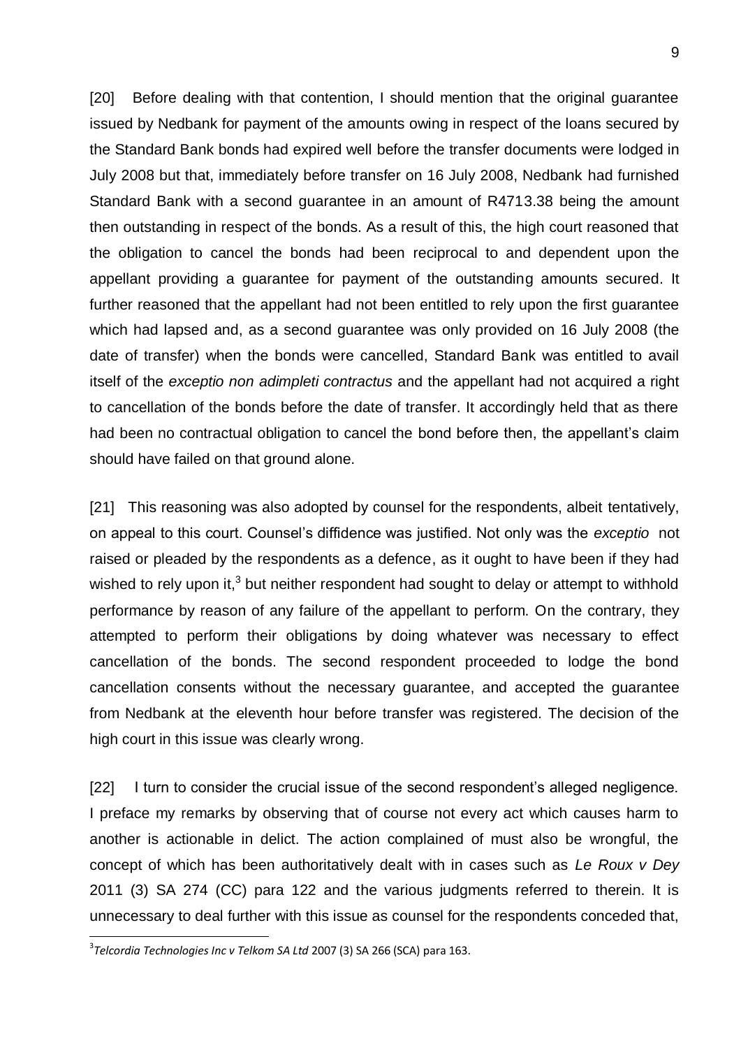[20] Before dealing with that contention, I should mention that the original guarantee issued by Nedbank for payment of the amounts owing in respect of the loans secured by the Standard Bank bonds had expired well before the transfer documents were lodged in July 2008 but that, immediately before transfer on 16 July 2008, Nedbank had furnished Standard Bank with a second guarantee in an amount of R4713.38 being the amount then outstanding in respect of the bonds. As a result of this, the high court reasoned that the obligation to cancel the bonds had been reciprocal to and dependent upon the appellant providing a guarantee for payment of the outstanding amounts secured. It further reasoned that the appellant had not been entitled to rely upon the first guarantee which had lapsed and, as a second guarantee was only provided on 16 July 2008 (the date of transfer) when the bonds were cancelled, Standard Bank was entitled to avail itself of the *exceptio non adimpleti contractus* and the appellant had not acquired a right to cancellation of the bonds before the date of transfer. It accordingly held that as there had been no contractual obligation to cancel the bond before then, the appellant's claim should have failed on that ground alone.

[21] This reasoning was also adopted by counsel for the respondents, albeit tentatively, on appeal to this court. Counsel's diffidence was justified. Not only was the *exceptio* not raised or pleaded by the respondents as a defence, as it ought to have been if they had wished to rely upon it,[3] but neither respondent had sought to delay or attempt to withhold performance by reason of any failure of the appellant to perform. On the contrary, they attempted to perform their obligations by doing whatever was necessary to effect cancellation of the bonds. The second respondent proceeded to lodge the bond cancellation consents without the necessary guarantee, and accepted the guarantee from Nedbank at the eleventh hour before transfer was registered. The decision of the high court in this issue was clearly wrong.

[22] I turn to consider the crucial issue of the second respondent's alleged negligence. I preface my remarks by observing that of course not every act which causes harm to another is actionable in delict. The action complained of must also be wrongful, the concept of which has been authoritatively dealt with in cases such as *Le Roux v Dey* 2011 (3) SA 274 (CC) para 122 and the various judgments referred to therein. It is unnecessary to deal further with this issue as counsel for the respondents conceded that,

---

[3] *Telcordia Technologies Inc v Telkom SA Ltd* 2007 (3) SA 266 (SCA) para 163.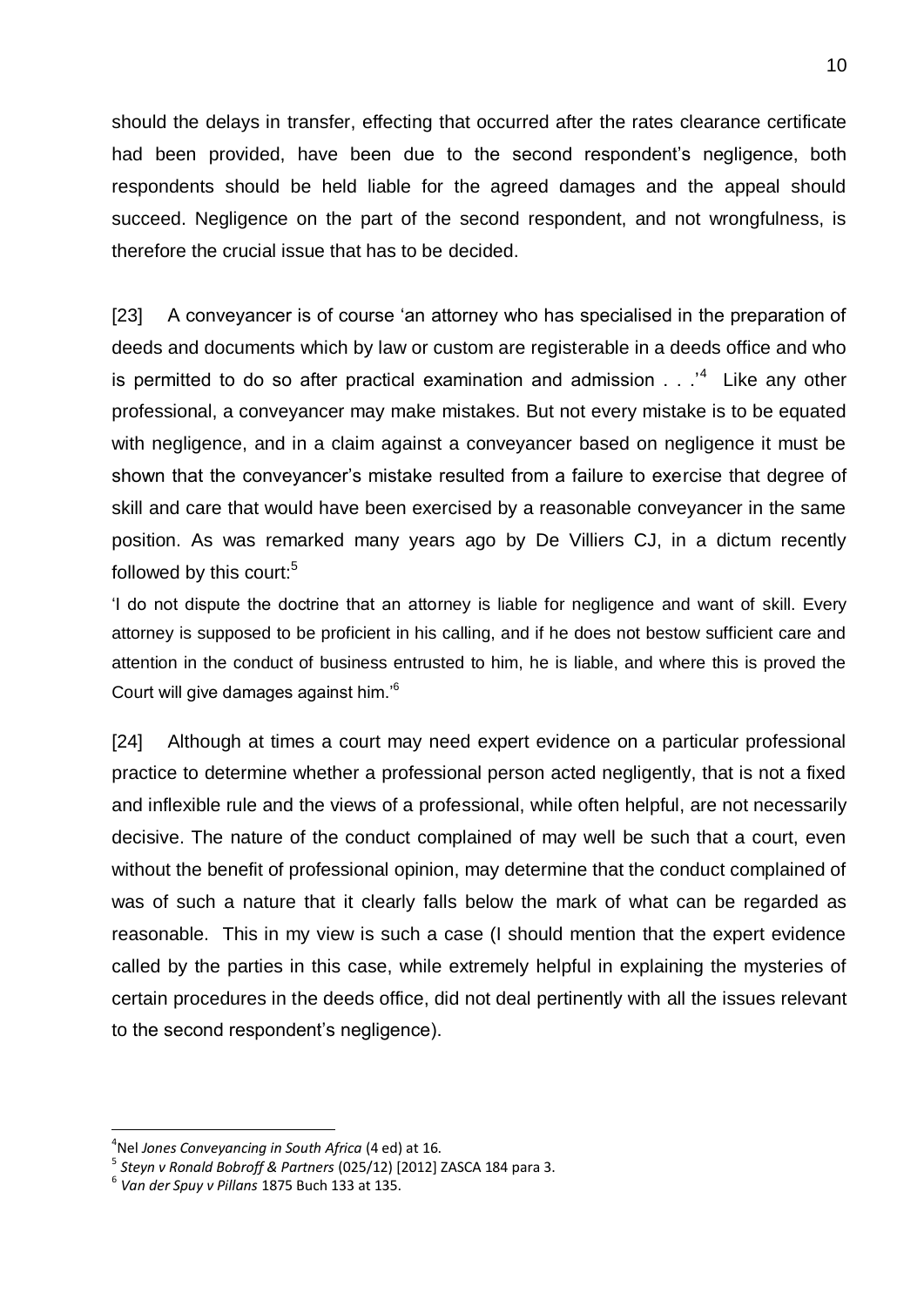should the delays in transfer, effecting that occurred after the rates clearance certificate had been provided, have been due to the second respondent's negligence, both respondents should be held liable for the agreed damages and the appeal should succeed. Negligence on the part of the second respondent, and not wrongfulness, is therefore the crucial issue that has to be decided.

[23] A conveyancer is of course 'an attorney who has specialised in the preparation of deeds and documents which by law or custom are registerable in a deeds office and who is permitted to do so after practical examination and admission . . .'[4] Like any other professional, a conveyancer may make mistakes. But not every mistake is to be equated with negligence, and in a claim against a conveyancer based on negligence it must be shown that the conveyancer's mistake resulted from a failure to exercise that degree of skill and care that would have been exercised by a reasonable conveyancer in the same position. As was remarked many years ago by De Villiers CJ, in a dictum recently followed by this court:[5]

'I do not dispute the doctrine that an attorney is liable for negligence and want of skill. Every attorney is supposed to be proficient in his calling, and if he does not bestow sufficient care and attention in the conduct of business entrusted to him, he is liable, and where this is proved the Court will give damages against him.'[6]

[24] Although at times a court may need expert evidence on a particular professional practice to determine whether a professional person acted negligently, that is not a fixed and inflexible rule and the views of a professional, while often helpful, are not necessarily decisive. The nature of the conduct complained of may well be such that a court, even without the benefit of professional opinion, may determine that the conduct complained of was of such a nature that it clearly falls below the mark of what can be regarded as reasonable. This in my view is such a case (I should mention that the expert evidence called by the parties in this case, while extremely helpful in explaining the mysteries of certain procedures in the deeds office, did not deal pertinently with all the issues relevant to the second respondent's negligence).

---

[4] Nel *Jones Conveyancing in South Africa* (4 ed) at 16.

[5] *Steyn v Ronald Bobroff & Partners* (025/12) [2012] ZASCA 184 para 3.

[6] *Van der Spuy v Pillans* 1875 Buch 133 at 135.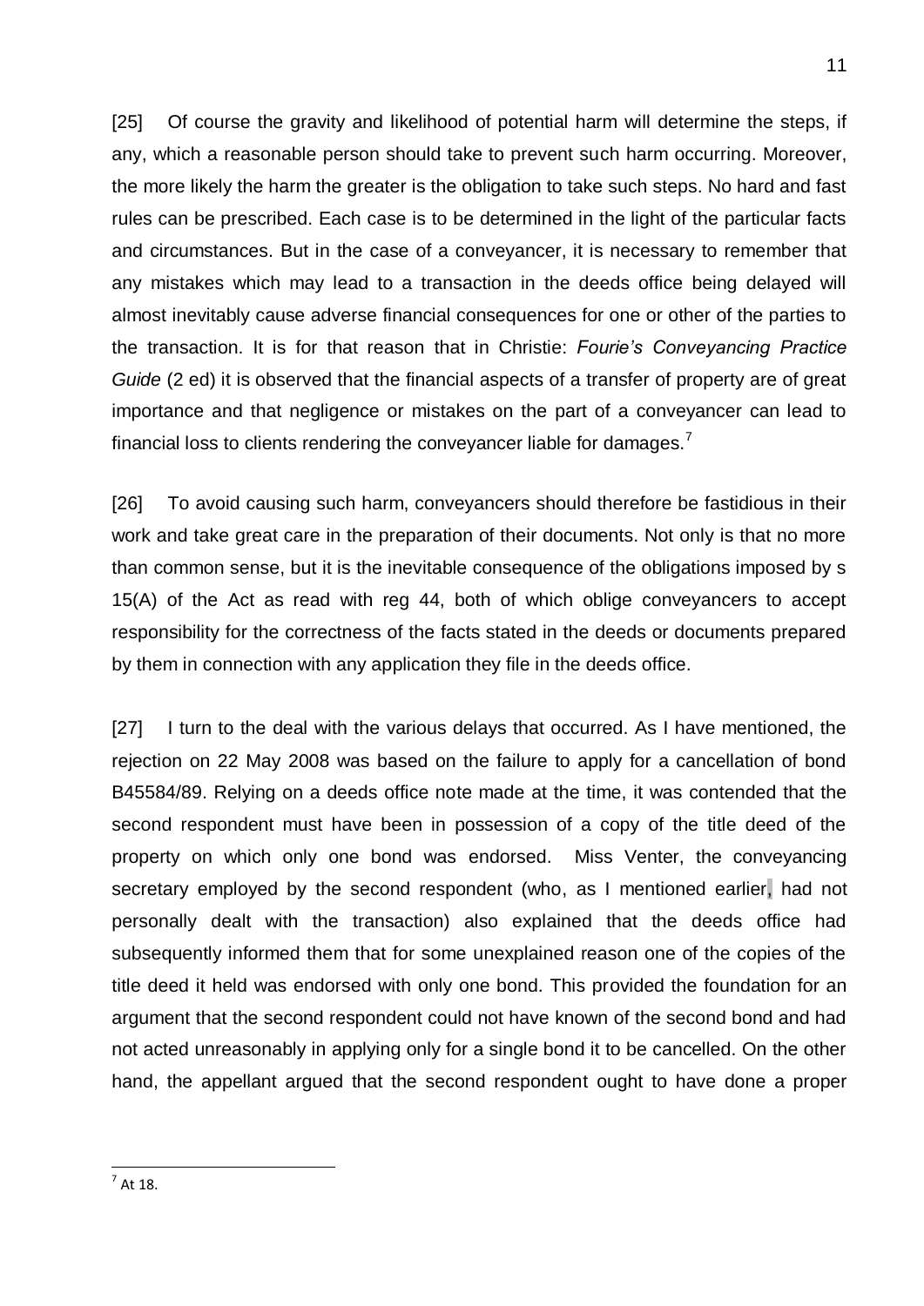[25] Of course the gravity and likelihood of potential harm will determine the steps, if any, which a reasonable person should take to prevent such harm occurring. Moreover, the more likely the harm the greater is the obligation to take such steps. No hard and fast rules can be prescribed. Each case is to be determined in the light of the particular facts and circumstances. But in the case of a conveyancer, it is necessary to remember that any mistakes which may lead to a transaction in the deeds office being delayed will almost inevitably cause adverse financial consequences for one or other of the parties to the transaction. It is for that reason that in Christie: *Fourie's Conveyancing Practice Guide* (2 ed) it is observed that the financial aspects of a transfer of property are of great importance and that negligence or mistakes on the part of a conveyancer can lead to financial loss to clients rendering the conveyancer liable for damages.[7]

[26] To avoid causing such harm, conveyancers should therefore be fastidious in their work and take great care in the preparation of their documents. Not only is that no more than common sense, but it is the inevitable consequence of the obligations imposed by s 15(A) of the Act as read with reg 44, both of which oblige conveyancers to accept responsibility for the correctness of the facts stated in the deeds or documents prepared by them in connection with any application they file in the deeds office.

[27] I turn to the deal with the various delays that occurred. As I have mentioned, the rejection on 22 May 2008 was based on the failure to apply for a cancellation of bond B45584/89. Relying on a deeds office note made at the time, it was contended that the second respondent must have been in possession of a copy of the title deed of the property on which only one bond was endorsed. Miss Venter, the conveyancing secretary employed by the second respondent (who, as I mentioned earlier, had not personally dealt with the transaction) also explained that the deeds office had subsequently informed them that for some unexplained reason one of the copies of the title deed it held was endorsed with only one bond. This provided the foundation for an argument that the second respondent could not have known of the second bond and had not acted unreasonably in applying only for a single bond it to be cancelled. On the other hand, the appellant argued that the second respondent ought to have done a proper

[7] At 18.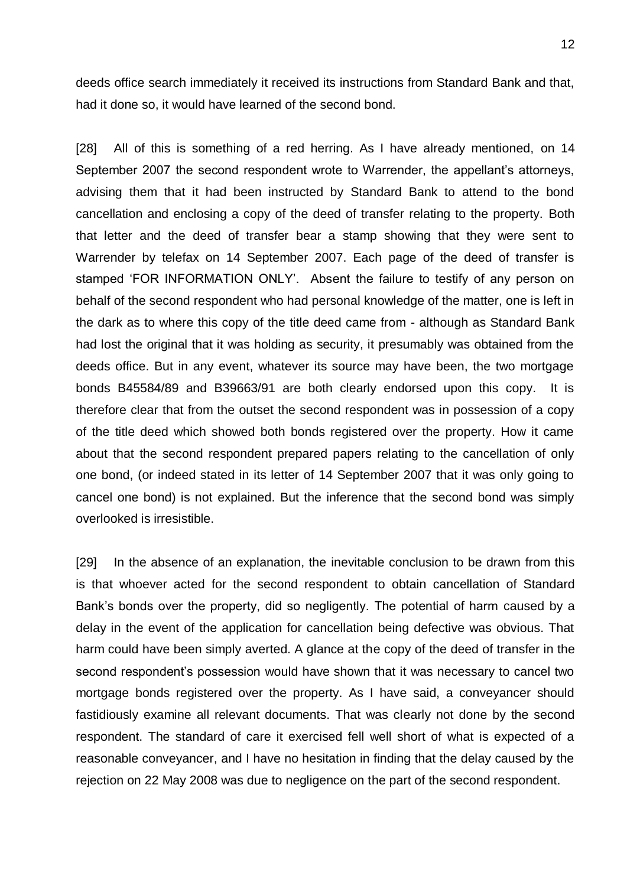deeds office search immediately it received its instructions from Standard Bank and that, had it done so, it would have learned of the second bond.

[28] All of this is something of a red herring. As I have already mentioned, on 14 September 2007 the second respondent wrote to Warrender, the appellant's attorneys, advising them that it had been instructed by Standard Bank to attend to the bond cancellation and enclosing a copy of the deed of transfer relating to the property. Both that letter and the deed of transfer bear a stamp showing that they were sent to Warrender by telefax on 14 September 2007. Each page of the deed of transfer is stamped 'FOR INFORMATION ONLY'. Absent the failure to testify of any person on behalf of the second respondent who had personal knowledge of the matter, one is left in the dark as to where this copy of the title deed came from - although as Standard Bank had lost the original that it was holding as security, it presumably was obtained from the deeds office. But in any event, whatever its source may have been, the two mortgage bonds B45584/89 and B39663/91 are both clearly endorsed upon this copy. It is therefore clear that from the outset the second respondent was in possession of a copy of the title deed which showed both bonds registered over the property. How it came about that the second respondent prepared papers relating to the cancellation of only one bond, (or indeed stated in its letter of 14 September 2007 that it was only going to cancel one bond) is not explained. But the inference that the second bond was simply overlooked is irresistible.

[29] In the absence of an explanation, the inevitable conclusion to be drawn from this is that whoever acted for the second respondent to obtain cancellation of Standard Bank's bonds over the property, did so negligently. The potential of harm caused by a delay in the event of the application for cancellation being defective was obvious. That harm could have been simply averted. A glance at the copy of the deed of transfer in the second respondent's possession would have shown that it was necessary to cancel two mortgage bonds registered over the property. As I have said, a conveyancer should fastidiously examine all relevant documents. That was clearly not done by the second respondent. The standard of care it exercised fell well short of what is expected of a reasonable conveyancer, and I have no hesitation in finding that the delay caused by the rejection on 22 May 2008 was due to negligence on the part of the second respondent.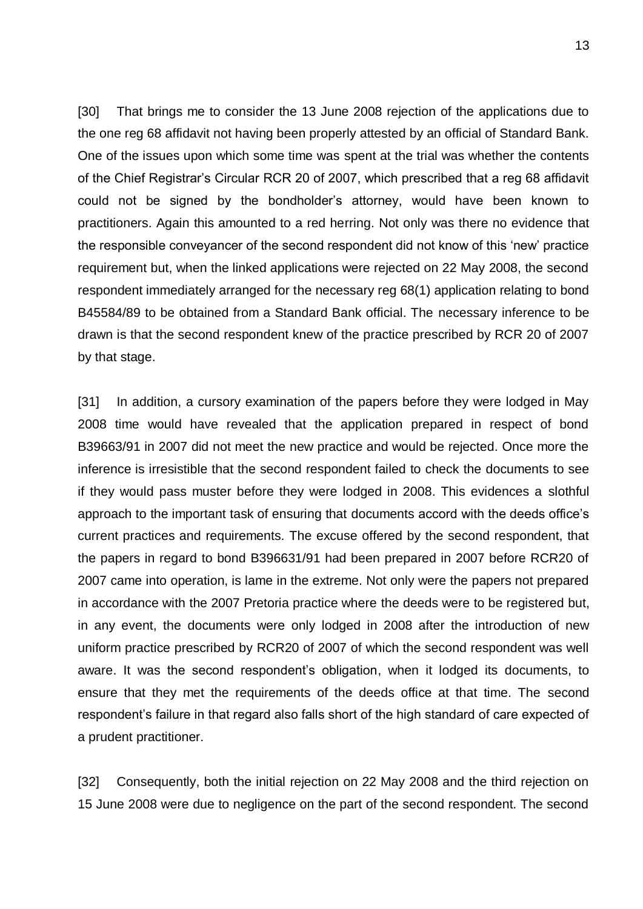[30] That brings me to consider the 13 June 2008 rejection of the applications due to the one reg 68 affidavit not having been properly attested by an official of Standard Bank. One of the issues upon which some time was spent at the trial was whether the contents of the Chief Registrar's Circular RCR 20 of 2007, which prescribed that a reg 68 affidavit could not be signed by the bondholder's attorney, would have been known to practitioners. Again this amounted to a red herring. Not only was there no evidence that the responsible conveyancer of the second respondent did not know of this 'new' practice requirement but, when the linked applications were rejected on 22 May 2008, the second respondent immediately arranged for the necessary reg 68(1) application relating to bond B45584/89 to be obtained from a Standard Bank official. The necessary inference to be drawn is that the second respondent knew of the practice prescribed by RCR 20 of 2007 by that stage.

[31] In addition, a cursory examination of the papers before they were lodged in May 2008 time would have revealed that the application prepared in respect of bond B39663/91 in 2007 did not meet the new practice and would be rejected. Once more the inference is irresistible that the second respondent failed to check the documents to see if they would pass muster before they were lodged in 2008. This evidences a slothful approach to the important task of ensuring that documents accord with the deeds office's current practices and requirements. The excuse offered by the second respondent, that the papers in regard to bond B396631/91 had been prepared in 2007 before RCR20 of 2007 came into operation, is lame in the extreme. Not only were the papers not prepared in accordance with the 2007 Pretoria practice where the deeds were to be registered but, in any event, the documents were only lodged in 2008 after the introduction of new uniform practice prescribed by RCR20 of 2007 of which the second respondent was well aware. It was the second respondent's obligation, when it lodged its documents, to ensure that they met the requirements of the deeds office at that time. The second respondent's failure in that regard also falls short of the high standard of care expected of a prudent practitioner.

[32] Consequently, both the initial rejection on 22 May 2008 and the third rejection on 15 June 2008 were due to negligence on the part of the second respondent. The second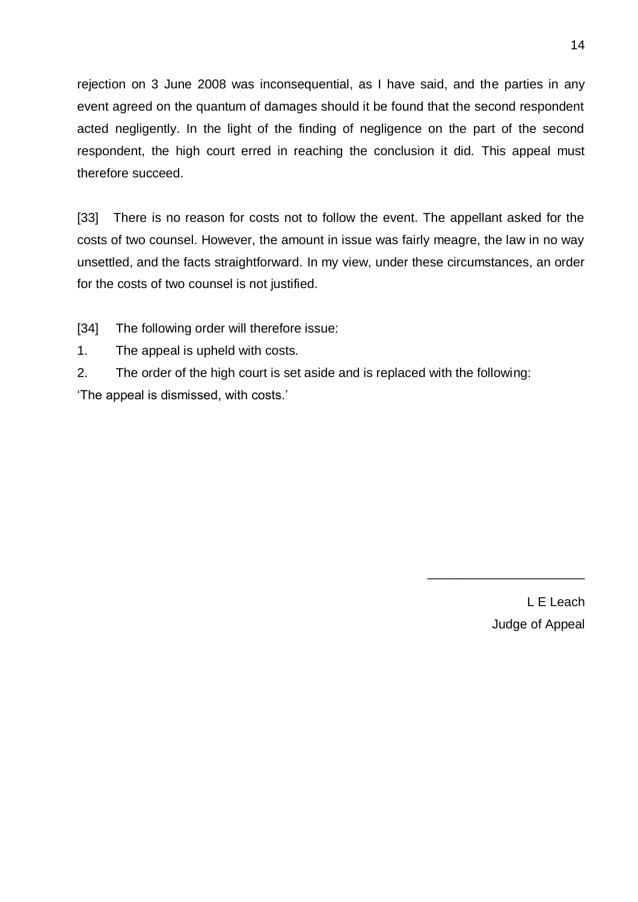rejection on 3 June 2008 was inconsequential, as I have said, and the parties in any event agreed on the quantum of damages should it be found that the second respondent acted negligently. In the light of the finding of negligence on the part of the second respondent, the high court erred in reaching the conclusion it did. This appeal must therefore succeed.

[33] There is no reason for costs not to follow the event. The appellant asked for the costs of two counsel. However, the amount in issue was fairly meagre, the law in no way unsettled, and the facts straightforward. In my view, under these circumstances, an order for the costs of two counsel is not justified.

[34] The following order will therefore issue:

1. The appeal is upheld with costs.
2. The order of the high court is set aside and is replaced with the following:

'The appeal is dismissed, with costs.'

\_\_\_\_\_\_\_\_\_\_\_\_\_\_\_\_\_\_\_\_\_\_

L E Leach
Judge of Appeal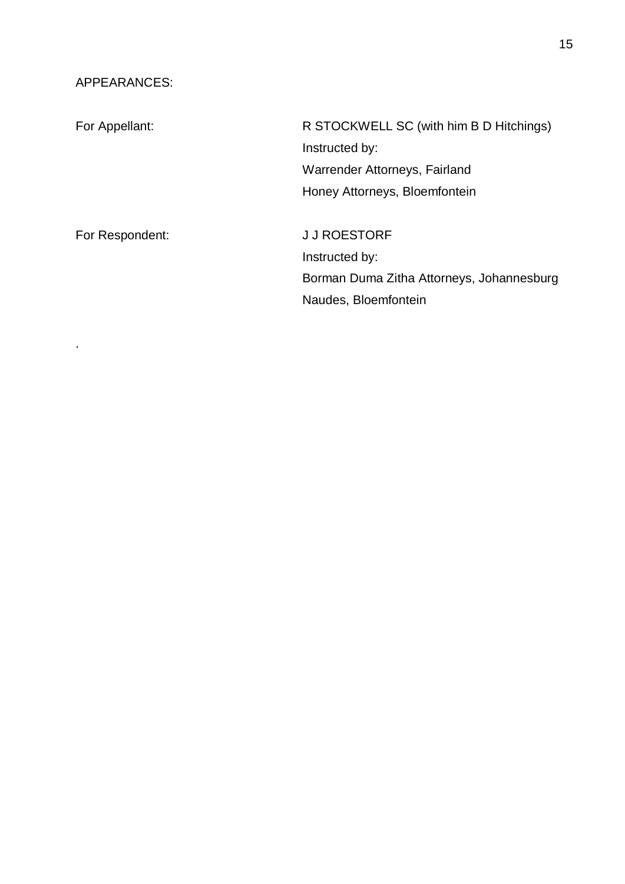APPEARANCES:

| | |
|---|---|
| For Appellant: | R STOCKWELL SC (with him B D Hitchings) |
| | Instructed by: |
| | Warrender Attorneys, Fairland |
| | Honey Attorneys, Bloemfontein |
| For Respondent: | J J ROESTORF |
| | Instructed by: |
| | Borman Duma Zitha Attorneys, Johannesburg |
| | Naudes, Bloemfontein |

.